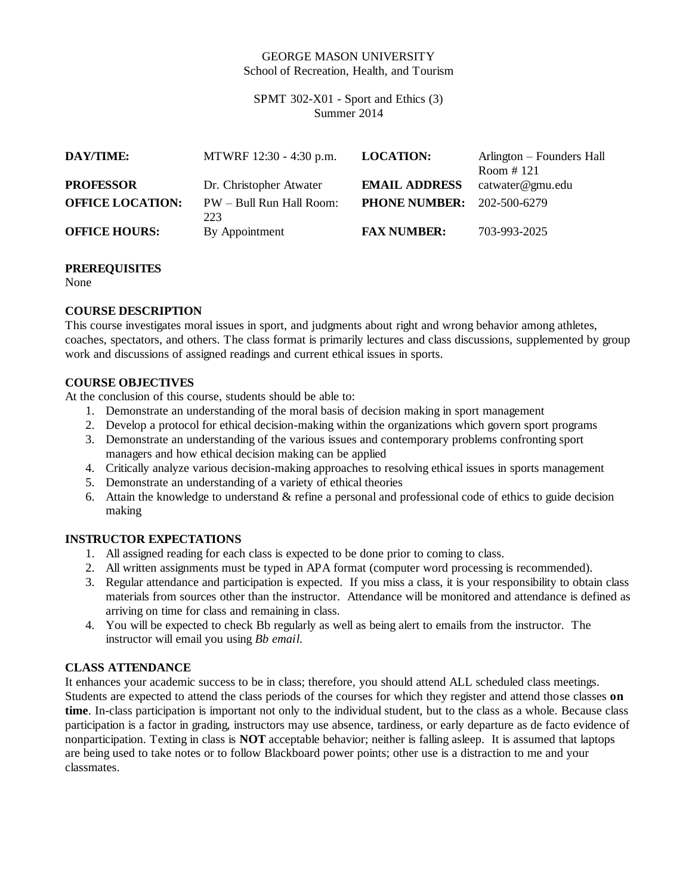GEORGE MASON UNIVERSITY
School of Recreation, Health, and Tourism

SPMT 302-X01 - Sport and Ethics (3)
Summer 2014

| | | | |
|---|---|---|---|
| **DAY/TIME:** | MTWRF 12:30 - 4:30 p.m. | **LOCATION:** | Arlington – Founders Hall Room # 121 |
| **PROFESSOR** | Dr. Christopher Atwater | **EMAIL ADDRESS** | catwater@gmu.edu |
| **OFFICE LOCATION:** | PW – Bull Run Hall Room: 223 | **PHONE NUMBER:** | 202-500-6279 |
| **OFFICE HOURS:** | By Appointment | **FAX NUMBER:** | 703-993-2025 |

**PREREQUISITES**
None

**COURSE DESCRIPTION**
This course investigates moral issues in sport, and judgments about right and wrong behavior among athletes, coaches, spectators, and others. The class format is primarily lectures and class discussions, supplemented by group work and discussions of assigned readings and current ethical issues in sports.

**COURSE OBJECTIVES**
At the conclusion of this course, students should be able to:

1. Demonstrate an understanding of the moral basis of decision making in sport management
2. Develop a protocol for ethical decision-making within the organizations which govern sport programs
3. Demonstrate an understanding of the various issues and contemporary problems confronting sport managers and how ethical decision making can be applied
4. Critically analyze various decision-making approaches to resolving ethical issues in sports management
5. Demonstrate an understanding of a variety of ethical theories
6. Attain the knowledge to understand & refine a personal and professional code of ethics to guide decision making

**INSTRUCTOR EXPECTATIONS**

1. All assigned reading for each class is expected to be done prior to coming to class.
2. All written assignments must be typed in APA format (computer word processing is recommended).
3. Regular attendance and participation is expected. If you miss a class, it is your responsibility to obtain class materials from sources other than the instructor. Attendance will be monitored and attendance is defined as arriving on time for class and remaining in class.
4. You will be expected to check Bb regularly as well as being alert to emails from the instructor. The instructor will email you using *Bb email.*

**CLASS ATTENDANCE**
It enhances your academic success to be in class; therefore, you should attend ALL scheduled class meetings. Students are expected to attend the class periods of the courses for which they register and attend those classes **on time**. In-class participation is important not only to the individual student, but to the class as a whole. Because class participation is a factor in grading, instructors may use absence, tardiness, or early departure as de facto evidence of nonparticipation. Texting in class is **NOT** acceptable behavior; neither is falling asleep. It is assumed that laptops are being used to take notes or to follow Blackboard power points; other use is a distraction to me and your classmates.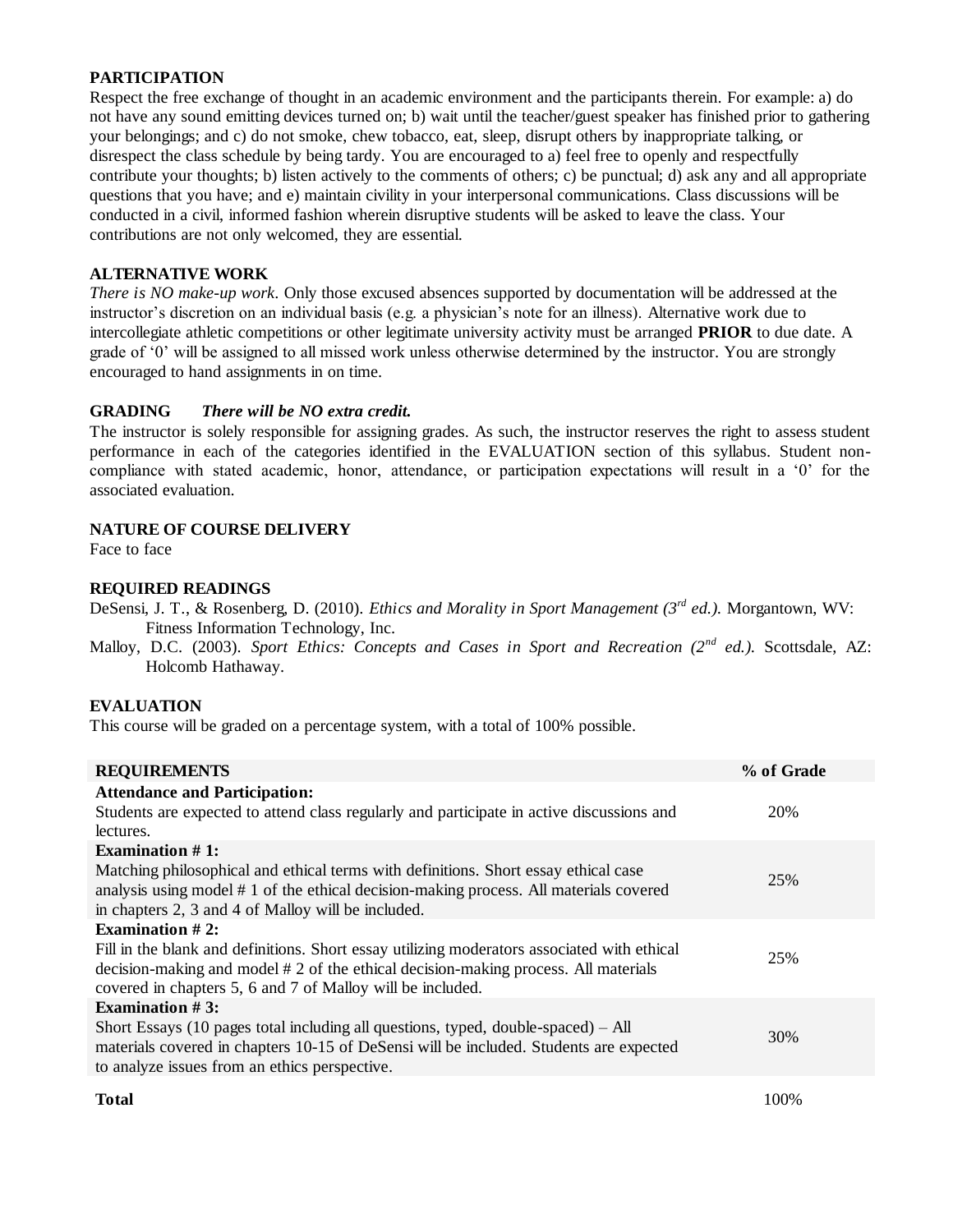## PARTICIPATION

Respect the free exchange of thought in an academic environment and the participants therein. For example: a) do not have any sound emitting devices turned on; b) wait until the teacher/guest speaker has finished prior to gathering your belongings; and c) do not smoke, chew tobacco, eat, sleep, disrupt others by inappropriate talking, or disrespect the class schedule by being tardy. You are encouraged to a) feel free to openly and respectfully contribute your thoughts; b) listen actively to the comments of others; c) be punctual; d) ask any and all appropriate questions that you have; and e) maintain civility in your interpersonal communications. Class discussions will be conducted in a civil, informed fashion wherein disruptive students will be asked to leave the class. Your contributions are not only welcomed, they are essential.

## ALTERNATIVE WORK

*There is NO make-up work*. Only those excused absences supported by documentation will be addressed at the instructor's discretion on an individual basis (e.g. a physician's note for an illness). Alternative work due to intercollegiate athletic competitions or other legitimate university activity must be arranged **PRIOR** to due date. A grade of '0' will be assigned to all missed work unless otherwise determined by the instructor. You are strongly encouraged to hand assignments in on time.

## GRADING *There will be NO extra credit.*

The instructor is solely responsible for assigning grades. As such, the instructor reserves the right to assess student performance in each of the categories identified in the EVALUATION section of this syllabus. Student non-compliance with stated academic, honor, attendance, or participation expectations will result in a '0' for the associated evaluation.

## NATURE OF COURSE DELIVERY

Face to face

## REQUIRED READINGS

DeSensi, J. T., & Rosenberg, D. (2010). *Ethics and Morality in Sport Management (3rd ed.).* Morgantown, WV: Fitness Information Technology, Inc.

Malloy, D.C. (2003). *Sport Ethics: Concepts and Cases in Sport and Recreation (2nd ed.).* Scottsdale, AZ: Holcomb Hathaway.

## EVALUATION

This course will be graded on a percentage system, with a total of 100% possible.

| REQUIREMENTS | % of Grade |
|---|---|
| **Attendance and Participation:** Students are expected to attend class regularly and participate in active discussions and lectures. | 20% |
| **Examination # 1:** Matching philosophical and ethical terms with definitions. Short essay ethical case analysis using model # 1 of the ethical decision-making process. All materials covered in chapters 2, 3 and 4 of Malloy will be included. | 25% |
| **Examination # 2:** Fill in the blank and definitions. Short essay utilizing moderators associated with ethical decision-making and model # 2 of the ethical decision-making process. All materials covered in chapters 5, 6 and 7 of Malloy will be included. | 25% |
| **Examination # 3:** Short Essays (10 pages total including all questions, typed, double-spaced) – All materials covered in chapters 10-15 of DeSensi will be included. Students are expected to analyze issues from an ethics perspective. | 30% |
| **Total** | 100% |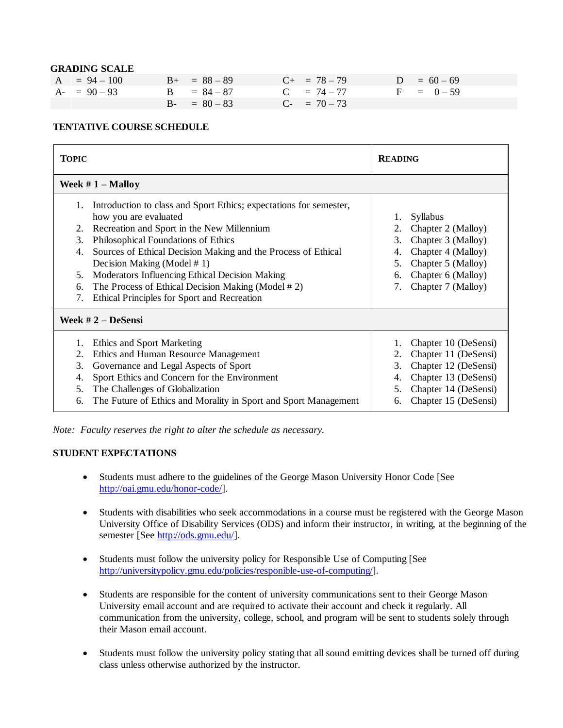## GRADING SCALE

| | | | |
|---|---|---|---|
| A = 94 – 100 | B+ = 88 – 89 | C+ = 78 – 79 | D = 60 – 69 |
| A- = 90 – 93 | B = 84 – 87 | C = 74 – 77 | F = 0 – 59 |
| | B- = 80 – 83 | C- = 70 – 73 | |

## TENTATIVE COURSE SCHEDULE

| TOPIC | READING |
|---|---|
| **Week # 1 – Malloy** | |
| 1. Introduction to class and Sport Ethics; expectations for semester, how you are evaluated<br>2. Recreation and Sport in the New Millennium<br>3. Philosophical Foundations of Ethics<br>4. Sources of Ethical Decision Making and the Process of Ethical Decision Making (Model # 1)<br>5. Moderators Influencing Ethical Decision Making<br>6. The Process of Ethical Decision Making (Model # 2)<br>7. Ethical Principles for Sport and Recreation | 1. Syllabus<br>2. Chapter 2 (Malloy)<br>3. Chapter 3 (Malloy)<br>4. Chapter 4 (Malloy)<br>5. Chapter 5 (Malloy)<br>6. Chapter 6 (Malloy)<br>7. Chapter 7 (Malloy) |
| **Week # 2 – DeSensi** | |
| 1. Ethics and Sport Marketing<br>2. Ethics and Human Resource Management<br>3. Governance and Legal Aspects of Sport<br>4. Sport Ethics and Concern for the Environment<br>5. The Challenges of Globalization<br>6. The Future of Ethics and Morality in Sport and Sport Management | 1. Chapter 10 (DeSensi)<br>2. Chapter 11 (DeSensi)<br>3. Chapter 12 (DeSensi)<br>4. Chapter 13 (DeSensi)<br>5. Chapter 14 (DeSensi)<br>6. Chapter 15 (DeSensi) |

*Note: Faculty reserves the right to alter the schedule as necessary.*

## STUDENT EXPECTATIONS

- Students must adhere to the guidelines of the George Mason University Honor Code [See http://oai.gmu.edu/honor-code/].
- Students with disabilities who seek accommodations in a course must be registered with the George Mason University Office of Disability Services (ODS) and inform their instructor, in writing, at the beginning of the semester [See http://ods.gmu.edu/].
- Students must follow the university policy for Responsible Use of Computing [See http://universitypolicy.gmu.edu/policies/responible-use-of-computing/].
- Students are responsible for the content of university communications sent to their George Mason University email account and are required to activate their account and check it regularly. All communication from the university, college, school, and program will be sent to students solely through their Mason email account.
- Students must follow the university policy stating that all sound emitting devices shall be turned off during class unless otherwise authorized by the instructor.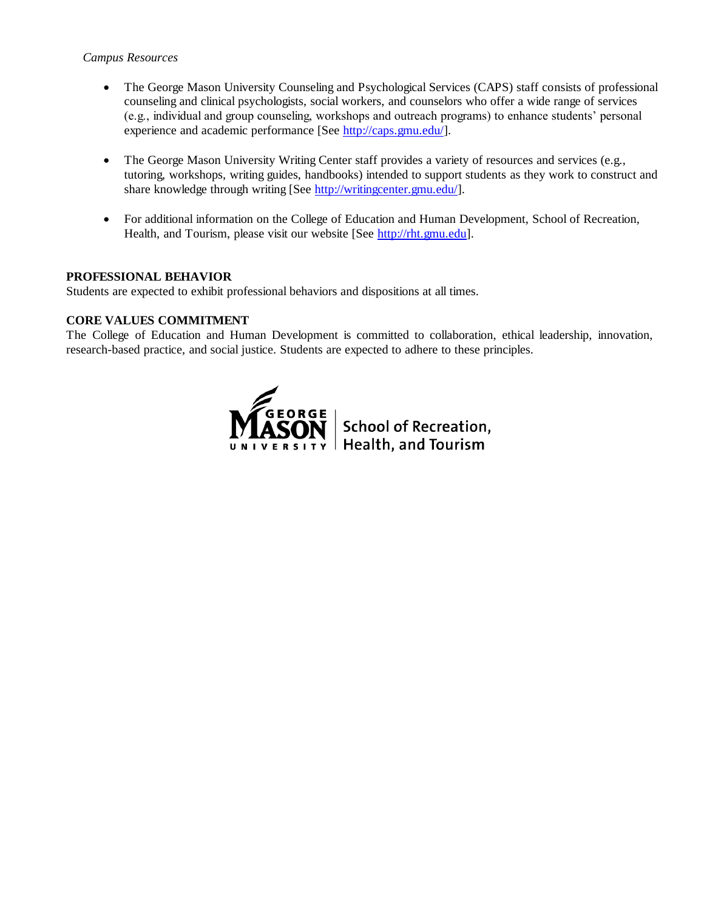*Campus Resources*

- The George Mason University Counseling and Psychological Services (CAPS) staff consists of professional counseling and clinical psychologists, social workers, and counselors who offer a wide range of services (e.g., individual and group counseling, workshops and outreach programs) to enhance students' personal experience and academic performance [See http://caps.gmu.edu/].

- The George Mason University Writing Center staff provides a variety of resources and services (e.g., tutoring, workshops, writing guides, handbooks) intended to support students as they work to construct and share knowledge through writing [See http://writingcenter.gmu.edu/].

- For additional information on the College of Education and Human Development, School of Recreation, Health, and Tourism, please visit our website [See http://rht.gmu.edu].

**PROFESSIONAL BEHAVIOR**

Students are expected to exhibit professional behaviors and dispositions at all times.

**CORE VALUES COMMITMENT**

The College of Education and Human Development is committed to collaboration, ethical leadership, innovation, research-based practice, and social justice. Students are expected to adhere to these principles.

GEORGE MASON UNIVERSITY | School of Recreation, Health, and Tourism